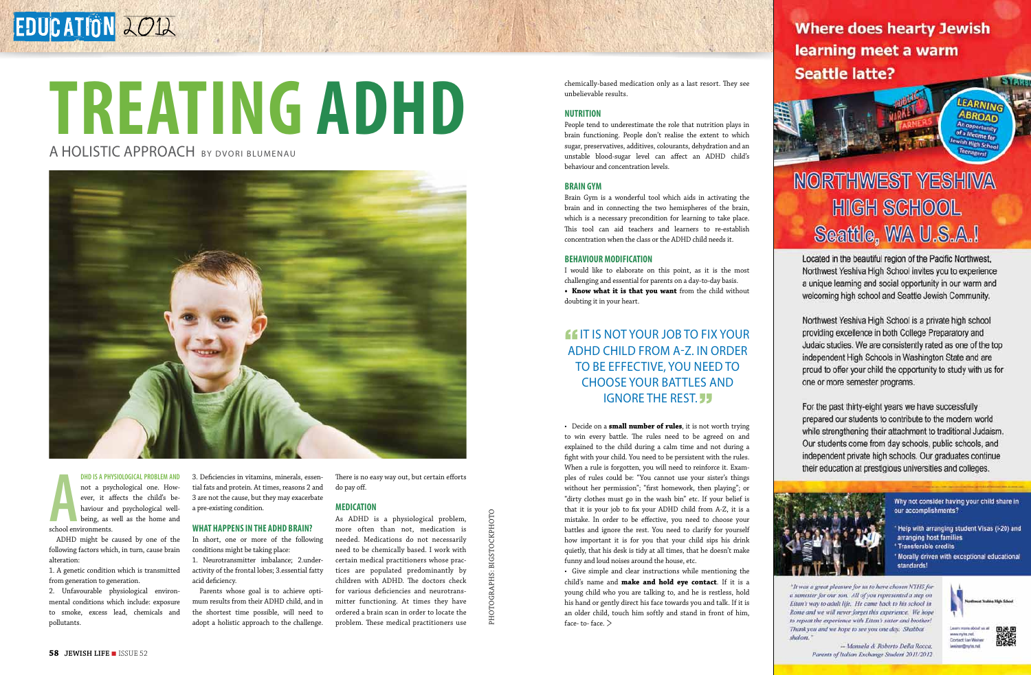# TREATING ADHD

## A HOLISTIC APPROACH BY DVORI BLUMENAU

ADHD IS A PHYSIOLOGICAL PROBLEM AND not a psychological one. However, it affects the child's behaviour and psychological well-being, as well as the home and school environments.

ADHD might be caused by one of the following factors which, in turn, cause brain alteration:

1. A genetic condition which is transmitted from generation to generation.
2. Unfavourable physiological environmental conditions which include: exposure to smoke, excess lead, chemicals and pollutants.
3. Deficiencies in vitamins, minerals, essential fats and protein. At times, reasons 2 and 3 are not the cause, but they may exacerbate a pre-existing condition.

### WHAT HAPPENS IN THE ADHD BRAIN?

In short, one or more of the following conditions might be taking place:

1. Neurotransmitter imbalance; 2. underactivity of the frontal lobes; 3. essential fatty acid deficiency.

Parents whose goal is to achieve optimum results from their ADHD child, and in the shortest time possible, will need to adopt a holistic approach to the challenge. There is no easy way out, but certain efforts do pay off.

### MEDICATION

As ADHD is a physiological problem, more often than not, medication is needed. Medications do not necessarily need to be chemically based. I work with certain medical practitioners whose practices are populated predominantly by children with ADHD. The doctors check for various deficiencies and neurotransmitter functioning. At times they have ordered a brain scan in order to locate the problem. These medical practitioners use chemically-based medication only as a last resort. They see unbelievable results.

### NUTRITION

People tend to underestimate the role that nutrition plays in brain functioning. People don't realise the extent to which sugar, preservatives, additives, colourants, dehydration and an unstable blood-sugar level can affect an ADHD child's behaviour and concentration levels.

### BRAIN GYM

Brain Gym is a wonderful tool which aids in activating the brain and in connecting the two hemispheres of the brain, which is a necessary precondition for learning to take place. This tool can aid teachers and learners to re-establish concentration when the class or the ADHD child needs it.

### BEHAVIOUR MODIFICATION

I would like to elaborate on this point, as it is the most challenging and essential for parents on a day-to-day basis.

- **Know what it is that you want** from the child without doubting it in your heart.

> "IT IS NOT YOUR JOB TO FIX YOUR ADHD CHILD FROM A-Z. IN ORDER TO BE EFFECTIVE, YOU NEED TO CHOOSE YOUR BATTLES AND IGNORE THE REST."

- Decide on a **small number of rules**, it is not worth trying to win every battle. The rules need to be agreed on and explained to the child during a calm time and not during a fight with your child. You need to be persistent with the rules. When a rule is forgotten, you will need to reinforce it. Examples of rules could be: "You cannot use your sister's things without her permission"; "first homework, then playing"; or "dirty clothes must go in the wash bin" etc. If your belief is that it is your job to fix your ADHD child from A-Z, it is a mistake. In order to be effective, you need to choose your battles and ignore the rest. You need to clarify for yourself how important it is for you that your child sips his drink quietly, that his desk is tidy at all times, that he doesn't make funny and loud noises around the house, etc.
- Give simple and clear instructions while mentioning the child's name and **make and hold eye contact**. If it is a young child who you are talking to, and he is restless, hold his hand or gently direct his face towards you and talk. If it is an older child, touch him softly and stand in front of him, face- to- face. >

PHOTOGRAPHS: BIGSTOCKPHOTO

---

**Where does hearty Jewish learning meet a warm Seattle latte?**

LEARNING ABROAD — An opportunity of a lifetime for Jewish High School Teenagers!

# NORTHWEST YESHIVA HIGH SCHOOL Seattle, WA U.S.A.!

Located in the beautiful region of the Pacific Northwest, Northwest Yeshiva High School invites you to experience a unique learning and social opportunity in our warm and welcoming high school and Seattle Jewish Community.

Northwest Yeshiva High School is a private high school providing excellence in both College Preparatory and Judaic studies. We are consistently rated as one of the top independent High Schools in Washington State and are proud to offer your child the opportunity to study with us for one or more semester programs.

For the past thirty-eight years we have successfully prepared our students to contribute to the modern world while strengthening their attachment to traditional Judaism. Our students come from day schools, public schools, and independent private high schools. Our graduates continue their education at prestigious universities and colleges.

Why not consider having your child share in our accomplishments?

- Help with arranging student Visas (F-20) and arranging host families
- Transferable credits
- Morally driven with exceptional educational standards!

*"It was a great pleasure for us to have chosen NYHS for a semester for our son. All of you represented a step on Eitan's way to adult life. He came back to his school in Rome and we will never forget this experience. We hope to repeat the experience with Eitan's sister and brother! Thank you and we hope to see you one day. Shabbat shalom."*

*-- Manuela & Roberto Della Rocca, Parents of Italian Exchange Student 2011/2012*

Northwest Yeshiva High School

Learn more about us at www.nyhs.net
Contact Ian Weiner iweiner@nyhs.net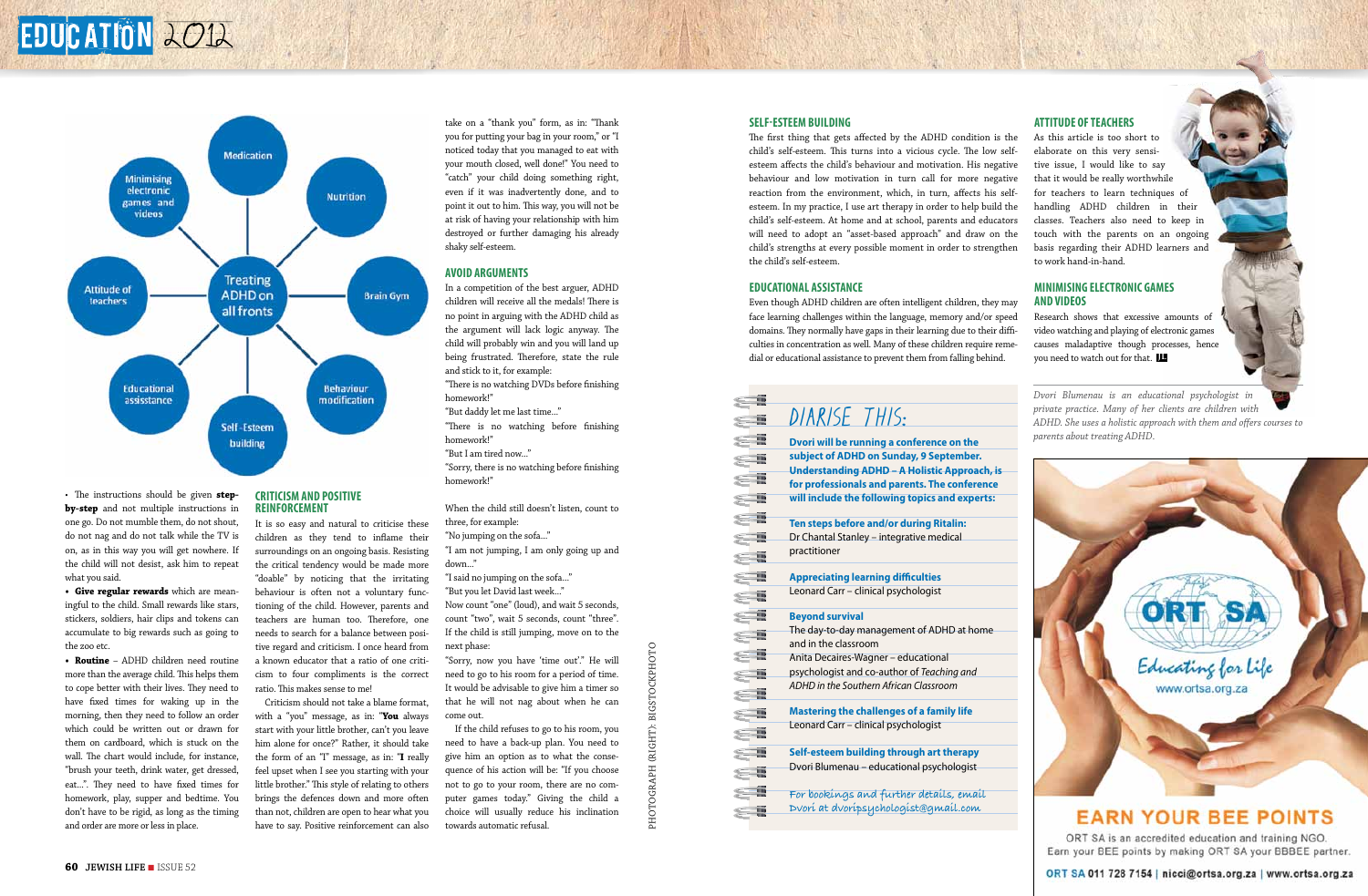Treating ADHD on all fronts

Medication

Nutrition

Brain Gym

Behaviour modification

Self-Esteem building

Educational assistance

Attitude of teachers

Minimising electronic games and videos

- The instructions should be given **step-by-step** and not multiple instructions in one go. Do not mumble them, do not shout, do not nag and do not talk while the TV is on, as in this way you will get nowhere. If the child will not desist, ask him to repeat what you said.
- **Give regular rewards** which are meaningful to the child. Small rewards like stars, stickers, soldiers, hair clips and tokens can accumulate to big rewards such as going to the zoo etc.
- **Routine** – ADHD children need routine more than the average child. This helps them to cope better with their lives. They need to have fixed times for waking up in the morning, then they need to follow an order which could be written out or drawn for them on cardboard, which is stuck on the wall. The chart would include, for instance, "brush your teeth, drink water, get dressed, eat...". They need to have fixed times for homework, play, supper and bedtime. You don't have to be rigid, as long as the timing and order are more or less in place.

## CRITICISM AND POSITIVE REINFORCEMENT

It is so easy and natural to criticise these children as they tend to inflame their surroundings on an ongoing basis. Resisting the critical tendency would be made more "doable" by noticing that the irritating behaviour is often not a voluntary functioning of the child. However, parents and teachers are human too. Therefore, one needs to search for a balance between positive regard and criticism. I once heard from a known educator that a ratio of one criticism to four compliments is the correct ratio. This makes sense to me!

Criticism should not take a blame format, with a "you" message, as in: "**You** always start with your little brother, can't you leave him alone for once?" Rather, it should take the form of an "I" message, as in: "**I** really feel upset when I see you starting with your little brother." This style of relating to others brings the defences down and more often than not, children are open to hear what you have to say. Positive reinforcement can also take on a "thank you" form, as in: "Thank you for putting your bag in your room," or "I noticed today that you managed to eat with your mouth closed, well done!" You need to "catch" your child doing something right, even if it was inadvertently done, and to point it out to him. This way, you will not be at risk of having your relationship with him destroyed or further damaging his already shaky self-esteem.

## AVOID ARGUMENTS

In a competition of the best arguer, ADHD children will receive all the medals! There is no point in arguing with the ADHD child as the argument will lack logic anyway. The child will probably win and you will land up being frustrated. Therefore, state the rule and stick to it, for example:

"There is no watching DVDs before finishing homework!"

"But daddy let me last time..."

"There is no watching before finishing homework!"

"But I am tired now..."

"Sorry, there is no watching before finishing homework!"

When the child still doesn't listen, count to three, for example:

"No jumping on the sofa..."

"I am not jumping, I am only going up and down..."

"I said no jumping on the sofa..."

"But you let David last week..."

Now count "one" (loud), and wait 5 seconds, count "two", wait 5 seconds, count "three". If the child is still jumping, move on to the next phase:

"Sorry, now you have 'time out'." He will need to go to his room for a period of time. It would be advisable to give him a timer so that he will not nag about when he can come out.

If the child refuses to go to his room, you need to have a back-up plan. You need to give him an option as to what the consequence of his action will be: "If you choose not to go to your room, there are no computer games today." Giving the child a choice will usually reduce his inclination towards automatic refusal.

PHOTOGRAPH (RIGHT): BIGSTOCKPHOTO

## SELF-ESTEEM BUILDING

The first thing that gets affected by the ADHD condition is the child's self-esteem. This turns into a vicious cycle. The low self-esteem affects the child's behaviour and motivation. His negative behaviour and low motivation in turn call for more negative reaction from the environment, which, in turn, affects his self-esteem. In my practice, I use art therapy in order to help build the child's self-esteem. At home and at school, parents and educators will need to adopt an "asset-based approach" and draw on the child's strengths at every possible moment in order to strengthen the child's self-esteem.

## EDUCATIONAL ASSISTANCE

Even though ADHD children are often intelligent children, they may face learning challenges within the language, memory and/or speed domains. They normally have gaps in their learning due to their difficulties in concentration as well. Many of these children require remedial or educational assistance to prevent them from falling behind.

## ATTITUDE OF TEACHERS

As this article is too short to elaborate on this very sensitive issue, I would like to say that it would be really worthwhile for teachers to learn techniques of handling ADHD children in their classes. Teachers also need to keep in touch with the parents on an ongoing basis regarding their ADHD learners and to work hand-in-hand.

## MINIMISING ELECTRONIC GAMES AND VIDEOS

Research shows that excessive amounts of video watching and playing of electronic games causes maladaptive though processes, hence you need to watch out for that.

*Dvori Blumenau is an educational psychologist in private practice. Many of her clients are children with ADHD. She uses a holistic approach with them and offers courses to parents about treating ADHD.*

## DIARISE THIS:

**Dvori will be running a conference on the subject of ADHD on Sunday, 9 September. Understanding ADHD – A Holistic Approach, is for professionals and parents. The conference will include the following topics and experts:**

**Ten steps before and/or during Ritalin:**
Dr Chantal Stanley – integrative medical practitioner

**Appreciating learning difficulties**
Leonard Carr – clinical psychologist

**Beyond survival**
The day-to-day management of ADHD at home and in the classroom
Anita Decaires-Wagner – educational psychologist and co-author of *Teaching and ADHD in the Southern African Classroom*

**Mastering the challenges of a family life**
Leonard Carr – clinical psychologist

**Self-esteem building through art therapy**
Dvori Blumenau – educational psychologist

For bookings and further details, email Dvori at dvoripsychologist@gmail.com

ORT SA
Educating for Life
www.ortsa.org.za

EARN YOUR BEE POINTS

ORT SA is an accredited education and training NGO.
Earn your BEE points by making ORT SA your BBBEE partner.

ORT SA 011 728 7154 | nicci@ortsa.org.za | www.ortsa.org.za